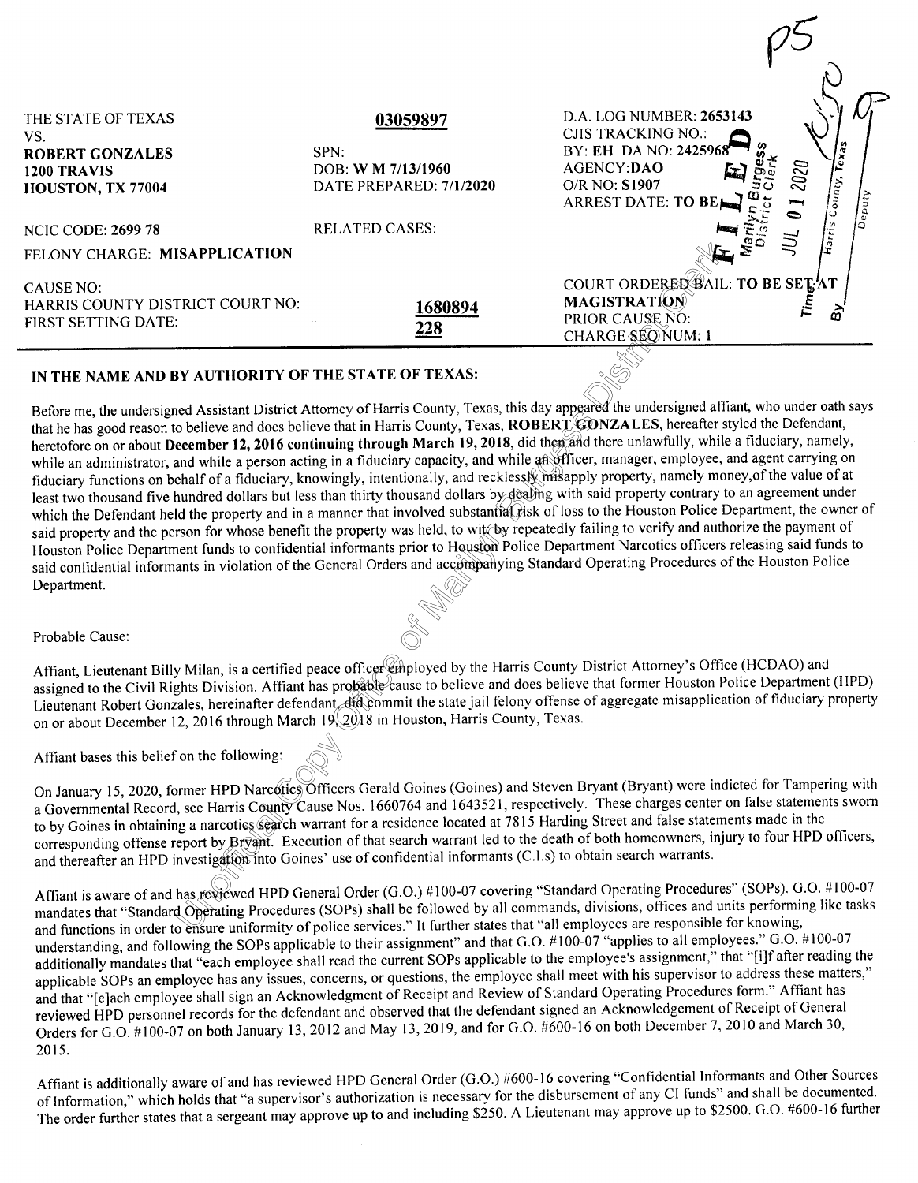| | | |
|---|---|---|
| THE STATE OF TEXAS<br>VS.<br>**ROBERT GONZALES**<br>**1200 TRAVIS**<br>**HOUSTON, TX 77004** | **03059897**<br><br>SPN:<br>DOB: **W M 7/13/1960**<br>DATE PREPARED: **7/1/2020** | D.A. LOG NUMBER: **2653143**<br>CJIS TRACKING NO.:<br>BY: **EH** DA NO: **2425968**<br>AGENCY:**DAO**<br>O/R NO: **S1907**<br>ARREST DATE: **TO BE** |
| NCIC CODE: **2699 78**<br>FELONY CHARGE: **MISAPPLICATION** | RELATED CASES: | |
| CAUSE NO:<br>HARRIS COUNTY DISTRICT COURT NO:<br>FIRST SETTING DATE: | **1680894**<br>**228** | COURT ORDERED BAIL: **TO BE SET AT MAGISTRATION**<br>PRIOR CAUSE NO:<br>CHARGE SEQ NUM: **1** |

FILED
Marilyn Burgess
District Clerk
JUL 01 2020
Time: 
Harris County, Texas
By: Deputy

**IN THE NAME AND BY AUTHORITY OF THE STATE OF TEXAS:**

Before me, the undersigned Assistant District Attorney of Harris County, Texas, this day appeared the undersigned affiant, who under oath says that he has good reason to believe and does believe that in Harris County, Texas, **ROBERT GONZALES**, hereafter styled the Defendant, heretofore on or about **December 12, 2016 continuing through March 19, 2018**, did then and there unlawfully, while a fiduciary, namely, while an administrator, and while a person acting in a fiduciary capacity, and while an officer, manager, employee, and agent carrying on fiduciary functions on behalf of a fiduciary, knowingly, intentionally, and recklessly misapply property, namely money,of the value of at least two thousand five hundred dollars but less than thirty thousand dollars by dealing with said property contrary to an agreement under which the Defendant held the property and in a manner that involved substantial risk of loss to the Houston Police Department, the owner of said property and the person for whose benefit the property was held, to wit: by repeatedly failing to verify and authorize the payment of Houston Police Department funds to confidential informants prior to Houston Police Department Narcotics officers releasing said funds to said confidential informants in violation of the General Orders and accompanying Standard Operating Procedures of the Houston Police Department.

Probable Cause:

Affiant, Lieutenant Billy Milan, is a certified peace officer employed by the Harris County District Attorney's Office (HCDAO) and assigned to the Civil Rights Division. Affiant has probable cause to believe and does believe that former Houston Police Department (HPD) Lieutenant Robert Gonzales, hereinafter defendant, did commit the state jail felony offense of aggregate misapplication of fiduciary property on or about December 12, 2016 through March 19, 2018 in Houston, Harris County, Texas.

Affiant bases this belief on the following:

On January 15, 2020, former HPD Narcotics Officers Gerald Goines (Goines) and Steven Bryant (Bryant) were indicted for Tampering with a Governmental Record, see Harris County Cause Nos. 1660764 and 1643521, respectively. These charges center on false statements sworn to by Goines in obtaining a narcotics search warrant for a residence located at 7815 Harding Street and false statements made in the corresponding offense report by Bryant. Execution of that search warrant led to the death of both homeowners, injury to four HPD officers, and thereafter an HPD investigation into Goines' use of confidential informants (C.I.s) to obtain search warrants.

Affiant is aware of and has reviewed HPD General Order (G.O.) #100-07 covering "Standard Operating Procedures" (SOPs). G.O. #100-07 mandates that "Standard Operating Procedures (SOPs) shall be followed by all commands, divisions, offices and units performing like tasks and functions in order to ensure uniformity of police services." It further states that "all employees are responsible for knowing, understanding, and following the SOPs applicable to their assignment" and that G.O. #100-07 "applies to all employees." G.O. #100-07 additionally mandates that "each employee shall read the current SOPs applicable to the employee's assignment," that "[i]f after reading the applicable SOPs an employee has any issues, concerns, or questions, the employee shall meet with his supervisor to address these matters," and that "[e]ach employee shall sign an Acknowledgment of Receipt and Review of Standard Operating Procedures form." Affiant has reviewed HPD personnel records for the defendant and observed that the defendant signed an Acknowledgement of Receipt of General Orders for G.O. #100-07 on both January 13, 2012 and May 13, 2019, and for G.O. #600-16 on both December 7, 2010 and March 30, 2015.

Affiant is additionally aware of and has reviewed HPD General Order (G.O.) #600-16 covering "Confidential Informants and Other Sources of Information," which holds that "a supervisor's authorization is necessary for the disbursement of any CI funds" and shall be documented. The order further states that a sergeant may approve up to and including $250. A Lieutenant may approve up to $2500. G.O. #600-16 further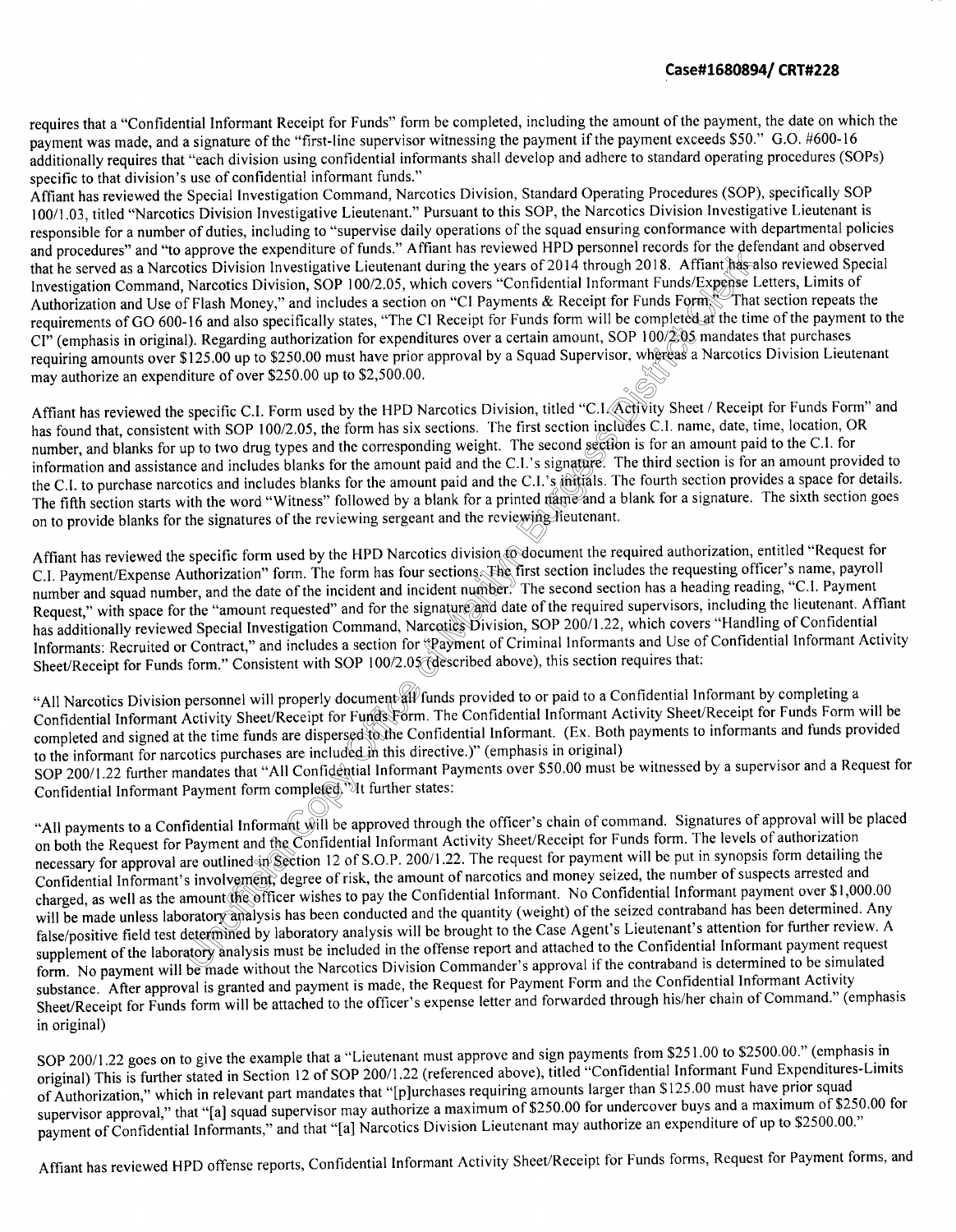requires that a "Confidential Informant Receipt for Funds" form be completed, including the amount of the payment, the date on which the payment was made, and a signature of the "first-line supervisor witnessing the payment if the payment exceeds $50." G.O. #600-16 additionally requires that "each division using confidential informants shall develop and adhere to standard operating procedures (SOPs) specific to that division's use of confidential informant funds."

Affiant has reviewed the Special Investigation Command, Narcotics Division, Standard Operating Procedures (SOP), specifically SOP 100/1.03, titled "Narcotics Division Investigative Lieutenant." Pursuant to this SOP, the Narcotics Division Investigative Lieutenant is responsible for a number of duties, including to "supervise daily operations of the squad ensuring conformance with departmental policies and procedures" and "to approve the expenditure of funds." Affiant has reviewed HPD personnel records for the defendant and observed that he served as a Narcotics Division Investigative Lieutenant during the years of 2014 through 2018. Affiant has also reviewed Special Investigation Command, Narcotics Division, SOP 100/2.05, which covers "Confidential Informant Funds/Expense Letters, Limits of Authorization and Use of Flash Money," and includes a section on "CI Payments & Receipt for Funds Form." That section repeats the requirements of GO 600-16 and also specifically states, "The CI Receipt for Funds form will be completed at the time of the payment to the CI" (emphasis in original). Regarding authorization for expenditures over a certain amount, SOP 100/2.05 mandates that purchases requiring amounts over $125.00 up to $250.00 must have prior approval by a Squad Supervisor, whereas a Narcotics Division Lieutenant may authorize an expenditure of over $250.00 up to $2,500.00.

Affiant has reviewed the specific C.I. Form used by the HPD Narcotics Division, titled "C.I. Activity Sheet / Receipt for Funds Form" and has found that, consistent with SOP 100/2.05, the form has six sections. The first section includes C.I. name, date, time, location, OR number, and blanks for up to two drug types and the corresponding weight. The second section is for an amount paid to the C.I. for information and assistance and includes blanks for the amount paid and the C.I.'s signature. The third section is for an amount provided to the C.I. to purchase narcotics and includes blanks for the amount paid and the C.I.'s initials. The fourth section provides a space for details. The fifth section starts with the word "Witness" followed by a blank for a printed name and a blank for a signature. The sixth section goes on to provide blanks for the signatures of the reviewing sergeant and the reviewing lieutenant.

Affiant has reviewed the specific form used by the HPD Narcotics division to document the required authorization, entitled "Request for C.I. Payment/Expense Authorization" form. The form has four sections. The first section includes the requesting officer's name, payroll number and squad number, and the date of the incident and incident number. The second section has a heading reading, "C.I. Payment Request," with space for the "amount requested" and for the signature and date of the required supervisors, including the lieutenant. Affiant has additionally reviewed Special Investigation Command, Narcotics Division, SOP 200/1.22, which covers "Handling of Confidential Informants: Recruited or Contract," and includes a section for "Payment of Criminal Informants and Use of Confidential Informant Activity Sheet/Receipt for Funds form." Consistent with SOP 100/2.05 (described above), this section requires that:

"All Narcotics Division personnel will properly document all funds provided to or paid to a Confidential Informant by completing a Confidential Informant Activity Sheet/Receipt for Funds Form. The Confidential Informant Activity Sheet/Receipt for Funds Form will be completed and signed at the time funds are dispersed to the Confidential Informant. (Ex. Both payments to informants and funds provided to the informant for narcotics purchases are included in this directive.)" (emphasis in original)

SOP 200/1.22 further mandates that "All Confidential Informant Payments over $50.00 must be witnessed by a supervisor and a Request for Confidential Informant Payment form completed." It further states:

"All payments to a Confidential Informant will be approved through the officer's chain of command. Signatures of approval will be placed on both the Request for Payment and the Confidential Informant Activity Sheet/Receipt for Funds form. The levels of authorization necessary for approval are outlined in Section 12 of S.O.P. 200/1.22. The request for payment will be put in synopsis form detailing the Confidential Informant's involvement, degree of risk, the amount of narcotics and money seized, the number of suspects arrested and charged, as well as the amount the officer wishes to pay the Confidential Informant. No Confidential Informant payment over $1,000.00 will be made unless laboratory analysis has been conducted and the quantity (weight) of the seized contraband has been determined. Any false/positive field test determined by laboratory analysis will be brought to the Case Agent's Lieutenant's attention for further review. A supplement of the laboratory analysis must be included in the offense report and attached to the Confidential Informant payment request form. No payment will be made without the Narcotics Division Commander's approval if the contraband is determined to be simulated substance. After approval is granted and payment is made, the Request for Payment Form and the Confidential Informant Activity Sheet/Receipt for Funds form will be attached to the officer's expense letter and forwarded through his/her chain of Command." (emphasis in original)

SOP 200/1.22 goes on to give the example that a "Lieutenant must approve and sign payments from $251.00 to $2500.00." (emphasis in original) This is further stated in Section 12 of SOP 200/1.22 (referenced above), titled "Confidential Informant Fund Expenditures-Limits of Authorization," which in relevant part mandates that "[p]urchases requiring amounts larger than $125.00 must have prior squad supervisor approval," that "[a] squad supervisor may authorize a maximum of $250.00 for undercover buys and a maximum of $250.00 for payment of Confidential Informants," and that "[a] Narcotics Division Lieutenant may authorize an expenditure of up to $2500.00."

Affiant has reviewed HPD offense reports, Confidential Informant Activity Sheet/Receipt for Funds forms, Request for Payment forms, and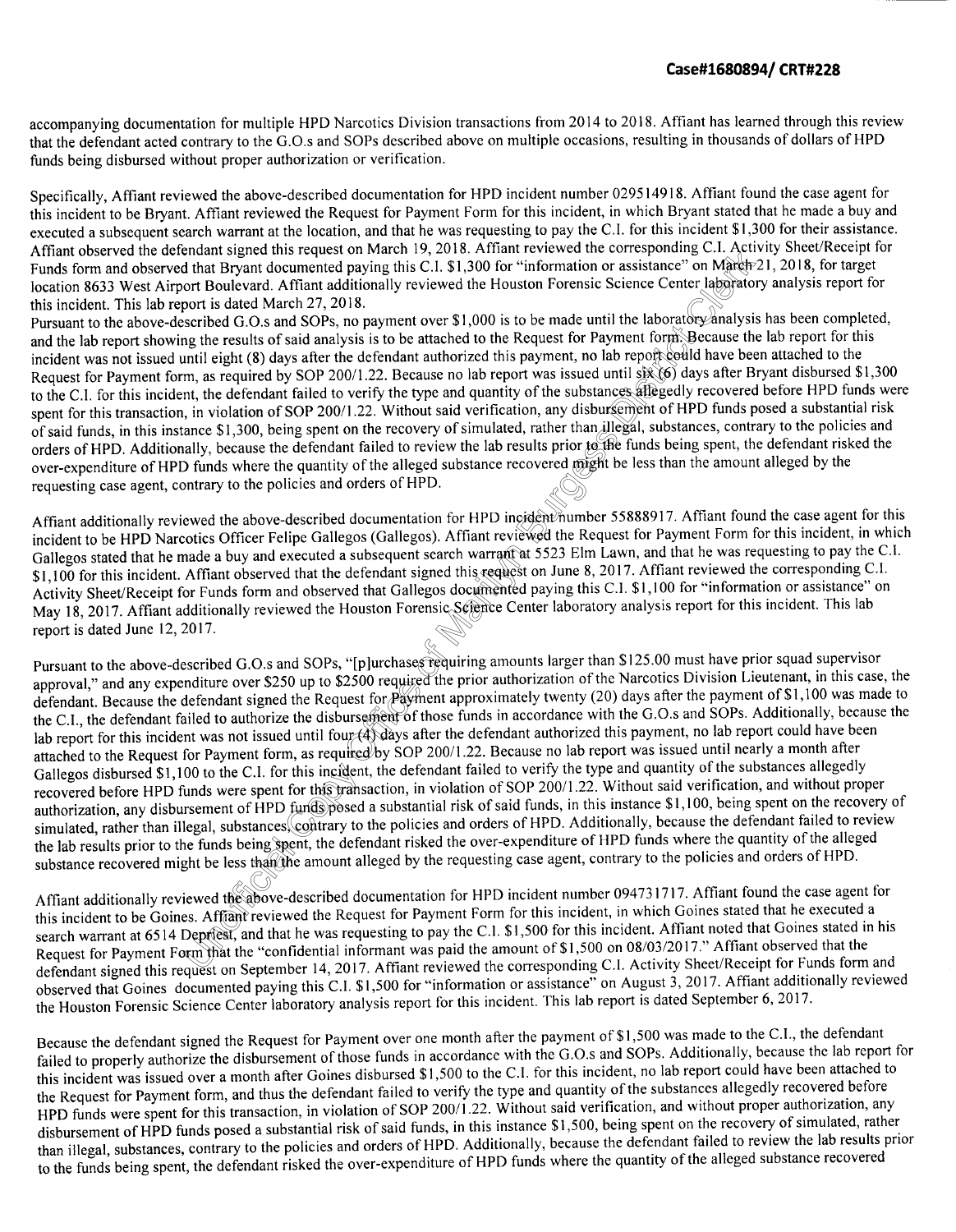accompanying documentation for multiple HPD Narcotics Division transactions from 2014 to 2018. Affiant has learned through this review that the defendant acted contrary to the G.O.s and SOPs described above on multiple occasions, resulting in thousands of dollars of HPD funds being disbursed without proper authorization or verification.

Specifically, Affiant reviewed the above-described documentation for HPD incident number 029514918. Affiant found the case agent for this incident to be Bryant. Affiant reviewed the Request for Payment Form for this incident, in which Bryant stated that he made a buy and executed a subsequent search warrant at the location, and that he was requesting to pay the C.I. for this incident $1,300 for their assistance. Affiant observed the defendant signed this request on March 19, 2018. Affiant reviewed the corresponding C.I. Activity Sheet/Receipt for Funds form and observed that Bryant documented paying this C.I. $1,300 for "information or assistance" on March 21, 2018, for target location 8633 West Airport Boulevard. Affiant additionally reviewed the Houston Forensic Science Center laboratory analysis report for this incident. This lab report is dated March 27, 2018.

Pursuant to the above-described G.O.s and SOPs, no payment over $1,000 is to be made until the laboratory analysis has been completed, and the lab report showing the results of said analysis is to be attached to the Request for Payment form. Because the lab report for this incident was not issued until eight (8) days after the defendant authorized this payment, no lab report could have been attached to the Request for Payment form, as required by SOP 200/1.22. Because no lab report was issued until six (6) days after Bryant disbursed $1,300 to the C.I. for this incident, the defendant failed to verify the type and quantity of the substances allegedly recovered before HPD funds were spent for this transaction, in violation of SOP 200/1.22. Without said verification, any disbursement of HPD funds posed a substantial risk of said funds, in this instance $1,300, being spent on the recovery of simulated, rather than illegal, substances, contrary to the policies and orders of HPD. Additionally, because the defendant failed to review the lab results prior to the funds being spent, the defendant risked the over-expenditure of HPD funds where the quantity of the alleged substance recovered might be less than the amount alleged by the requesting case agent, contrary to the policies and orders of HPD.

Affiant additionally reviewed the above-described documentation for HPD incident number 55888917. Affiant found the case agent for this incident to be HPD Narcotics Officer Felipe Gallegos (Gallegos). Affiant reviewed the Request for Payment Form for this incident, in which Gallegos stated that he made a buy and executed a subsequent search warrant at 5523 Elm Lawn, and that he was requesting to pay the C.I. $1,100 for this incident. Affiant observed that the defendant signed this request on June 8, 2017. Affiant reviewed the corresponding C.I. Activity Sheet/Receipt for Funds form and observed that Gallegos documented paying this C.I. $1,100 for "information or assistance" on May 18, 2017. Affiant additionally reviewed the Houston Forensic Science Center laboratory analysis report for this incident. This lab report is dated June 12, 2017.

Pursuant to the above-described G.O.s and SOPs, "[p]urchases requiring amounts larger than $125.00 must have prior squad supervisor approval," and any expenditure over $250 up to $2500 required the prior authorization of the Narcotics Division Lieutenant, in this case, the defendant. Because the defendant signed the Request for Payment approximately twenty (20) days after the payment of $1,100 was made to the C.I., the defendant failed to authorize the disbursement of those funds in accordance with the G.O.s and SOPs. Additionally, because the lab report for this incident was not issued until four (4) days after the defendant authorized this payment, no lab report could have been attached to the Request for Payment form, as required by SOP 200/1.22. Because no lab report was issued until nearly a month after Gallegos disbursed $1,100 to the C.I. for this incident, the defendant failed to verify the type and quantity of the substances allegedly recovered before HPD funds were spent for this transaction, in violation of SOP 200/1.22. Without said verification, and without proper authorization, any disbursement of HPD funds posed a substantial risk of said funds, in this instance $1,100, being spent on the recovery of simulated, rather than illegal, substances, contrary to the policies and orders of HPD. Additionally, because the defendant failed to review the lab results prior to the funds being spent, the defendant risked the over-expenditure of HPD funds where the quantity of the alleged substance recovered might be less than the amount alleged by the requesting case agent, contrary to the policies and orders of HPD.

Affiant additionally reviewed the above-described documentation for HPD incident number 094731717. Affiant found the case agent for this incident to be Goines. Affiant reviewed the Request for Payment Form for this incident, in which Goines stated that he executed a search warrant at 6514 Depriest, and that he was requesting to pay the C.I. $1,500 for this incident. Affiant noted that Goines stated in his Request for Payment Form that the "confidential informant was paid the amount of $1,500 on 08/03/2017." Affiant observed that the defendant signed this request on September 14, 2017. Affiant reviewed the corresponding C.I. Activity Sheet/Receipt for Funds form and observed that Goines documented paying this C.I. $1,500 for "information or assistance" on August 3, 2017. Affiant additionally reviewed the Houston Forensic Science Center laboratory analysis report for this incident. This lab report is dated September 6, 2017.

Because the defendant signed the Request for Payment over one month after the payment of $1,500 was made to the C.I., the defendant failed to properly authorize the disbursement of those funds in accordance with the G.O.s and SOPs. Additionally, because the lab report for this incident was issued over a month after Goines disbursed $1,500 to the C.I. for this incident, no lab report could have been attached to the Request for Payment form, and thus the defendant failed to verify the type and quantity of the substances allegedly recovered before HPD funds were spent for this transaction, in violation of SOP 200/1.22. Without said verification, and without proper authorization, any disbursement of HPD funds posed a substantial risk of said funds, in this instance $1,500, being spent on the recovery of simulated, rather than illegal, substances, contrary to the policies and orders of HPD. Additionally, because the defendant failed to review the lab results prior to the funds being spent, the defendant risked the over-expenditure of HPD funds where the quantity of the alleged substance recovered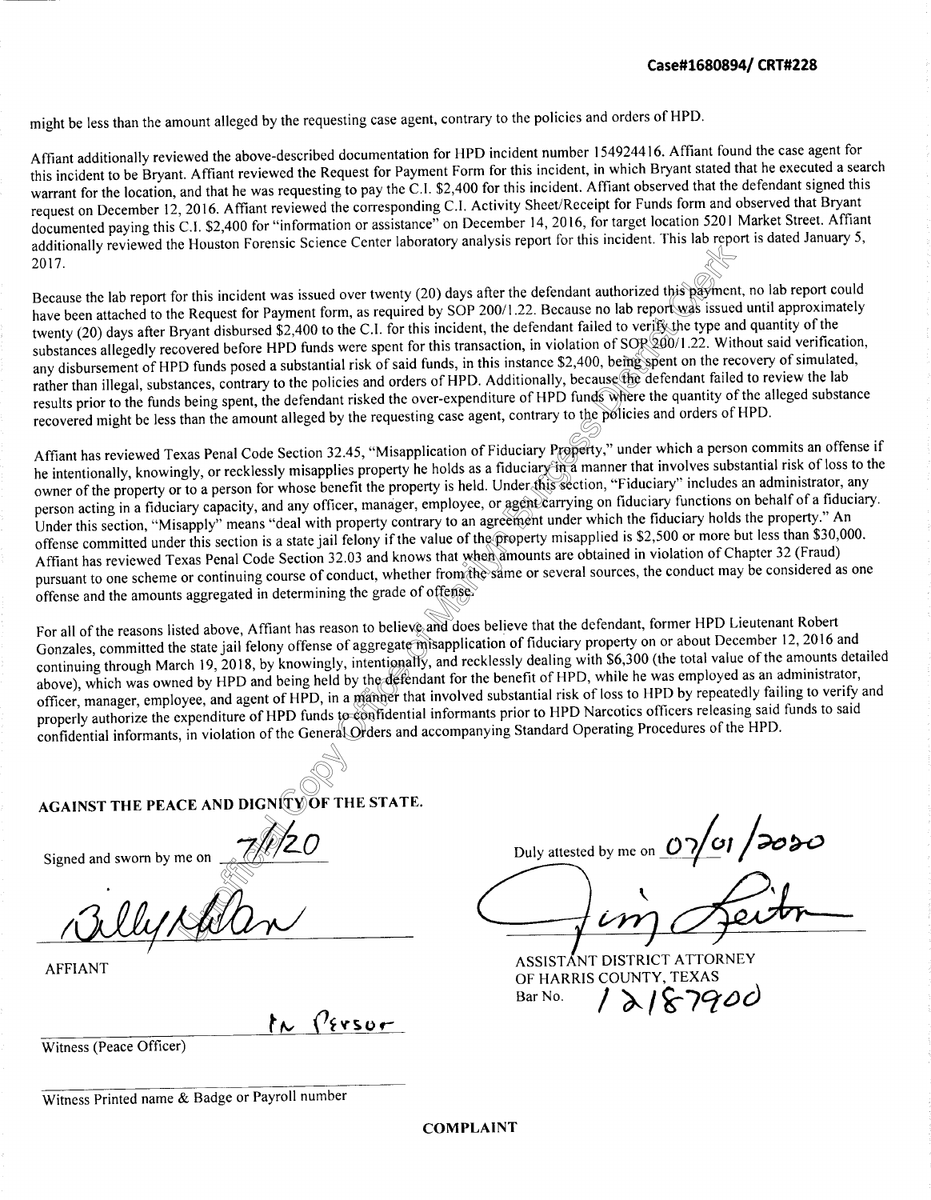might be less than the amount alleged by the requesting case agent, contrary to the policies and orders of HPD.

Affiant additionally reviewed the above-described documentation for HPD incident number 154924416. Affiant found the case agent for this incident to be Bryant. Affiant reviewed the Request for Payment Form for this incident, in which Bryant stated that he executed a search warrant for the location, and that he was requesting to pay the C.I. $2,400 for this incident. Affiant observed that the defendant signed this request on December 12, 2016. Affiant reviewed the corresponding C.I. Activity Sheet/Receipt for Funds form and observed that Bryant documented paying this C.I. $2,400 for "information or assistance" on December 14, 2016, for target location 5201 Market Street. Affiant additionally reviewed the Houston Forensic Science Center laboratory analysis report for this incident. This lab report is dated January 5, 2017.

Because the lab report for this incident was issued over twenty (20) days after the defendant authorized this payment, no lab report could have been attached to the Request for Payment form, as required by SOP 200/1.22. Because no lab report was issued until approximately twenty (20) days after Bryant disbursed $2,400 to the C.I. for this incident, the defendant failed to verify the type and quantity of the substances allegedly recovered before HPD funds were spent for this transaction, in violation of SOP 200/1.22. Without said verification, any disbursement of HPD funds posed a substantial risk of said funds, in this instance $2,400, being spent on the recovery of simulated, rather than illegal, substances, contrary to the policies and orders of HPD. Additionally, because the defendant failed to review the lab results prior to the funds being spent, the defendant risked the over-expenditure of HPD funds where the quantity of the alleged substance recovered might be less than the amount alleged by the requesting case agent, contrary to the policies and orders of HPD.

Affiant has reviewed Texas Penal Code Section 32.45, "Misapplication of Fiduciary Property," under which a person commits an offense if he intentionally, knowingly, or recklessly misapplies property he holds as a fiduciary in a manner that involves substantial risk of loss to the owner of the property or to a person for whose benefit the property is held. Under this section, "Fiduciary" includes an administrator, any person acting in a fiduciary capacity, and any officer, manager, employee, or agent carrying on fiduciary functions on behalf of a fiduciary. Under this section, "Misapply" means "deal with property contrary to an agreement under which the fiduciary holds the property." An offense committed under this section is a state jail felony if the value of the property misapplied is $2,500 or more but less than $30,000. Affiant has reviewed Texas Penal Code Section 32.03 and knows that when amounts are obtained in violation of Chapter 32 (Fraud) pursuant to one scheme or continuing course of conduct, whether from the same or several sources, the conduct may be considered as one offense and the amounts aggregated in determining the grade of offense.

For all of the reasons listed above, Affiant has reason to believe and does believe that the defendant, former HPD Lieutenant Robert Gonzales, committed the state jail felony offense of aggregate misapplication of fiduciary property on or about December 12, 2016 and continuing through March 19, 2018, by knowingly, intentionally, and recklessly dealing with $6,300 (the total value of the amounts detailed above), which was owned by HPD and being held by the defendant for the benefit of HPD, while he was employed as an administrator, officer, manager, employee, and agent of HPD, in a manner that involved substantial risk of loss to HPD by repeatedly failing to verify and properly authorize the expenditure of HPD funds to confidential informants prior to HPD Narcotics officers releasing said funds to said confidential informants, in violation of the General Orders and accompanying Standard Operating Procedures of the HPD.

**AGAINST THE PEACE AND DIGNITY OF THE STATE.**

Signed and sworn by me on 7/1/20

[Signature]

AFFIANT

In Person

Witness (Peace Officer)

Witness Printed name & Badge or Payroll number

Duly attested by me on 07/01/2020

[Signature]

ASSISTANT DISTRICT ATTORNEY
OF HARRIS COUNTY, TEXAS
Bar No. 12187900

**COMPLAINT**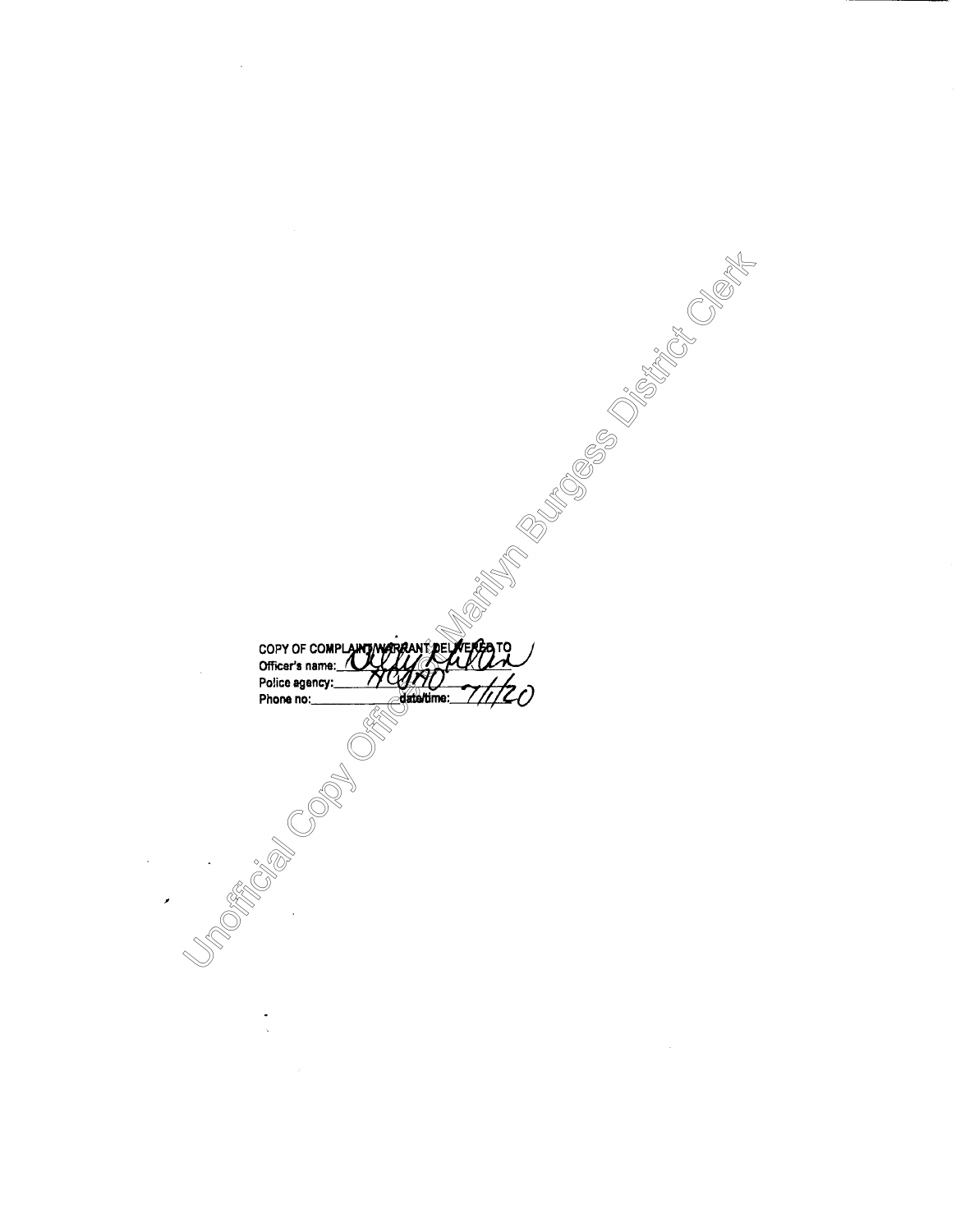COPY OF COMPLAINT/WARRANT DELIVERED TO

Officer's name: Olly Mikan

Police agency: HCDAO

Phone no: ______________ date/time: 7/1/20

Unofficial Copy Office of Marilyn Burgess District Clerk